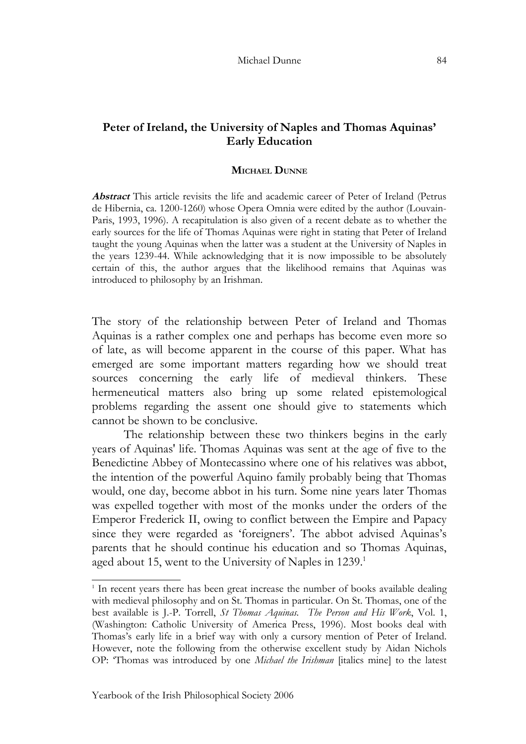## Peter of Ireland, the University of Naples and Thomas Aquinas' Early Education

**MICHAEL DUNNE**

***Abstract*** This article revisits the life and academic career of Peter of Ireland (Petrus de Hibernia, ca. 1200-1260) whose Opera Omnia were edited by the author (Louvain-Paris, 1993, 1996). A recapitulation is also given of a recent debate as to whether the early sources for the life of Thomas Aquinas were right in stating that Peter of Ireland taught the young Aquinas when the latter was a student at the University of Naples in the years 1239-44. While acknowledging that it is now impossible to be absolutely certain of this, the author argues that the likelihood remains that Aquinas was introduced to philosophy by an Irishman.

The story of the relationship between Peter of Ireland and Thomas Aquinas is a rather complex one and perhaps has become even more so of late, as will become apparent in the course of this paper. What has emerged are some important matters regarding how we should treat sources concerning the early life of medieval thinkers. These hermeneutical matters also bring up some related epistemological problems regarding the assent one should give to statements which cannot be shown to be conclusive.

The relationship between these two thinkers begins in the early years of Aquinas' life. Thomas Aquinas was sent at the age of five to the Benedictine Abbey of Montecassino where one of his relatives was abbot, the intention of the powerful Aquino family probably being that Thomas would, one day, become abbot in his turn. Some nine years later Thomas was expelled together with most of the monks under the orders of the Emperor Frederick II, owing to conflict between the Empire and Papacy since they were regarded as 'foreigners'. The abbot advised Aquinas's parents that he should continue his education and so Thomas Aquinas, aged about 15, went to the University of Naples in 1239.[1]

---

[1] In recent years there has been great increase the number of books available dealing with medieval philosophy and on St. Thomas in particular. On St. Thomas, one of the best available is J.-P. Torrell, *St Thomas Aquinas. The Person and His Work*, Vol. 1, (Washington: Catholic University of America Press, 1996). Most books deal with Thomas's early life in a brief way with only a cursory mention of Peter of Ireland. However, note the following from the otherwise excellent study by Aidan Nichols OP: 'Thomas was introduced by one *Michael the Irishman* [italics mine] to the latest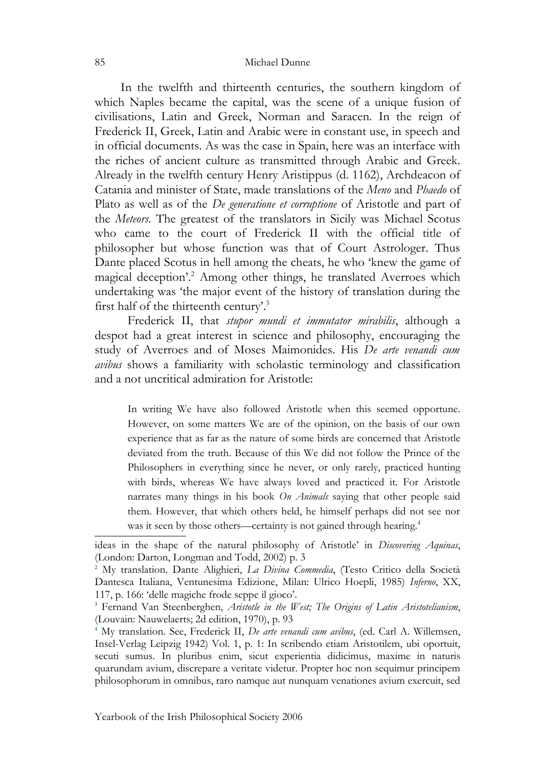In the twelfth and thirteenth centuries, the southern kingdom of which Naples became the capital, was the scene of a unique fusion of civilisations, Latin and Greek, Norman and Saracen. In the reign of Frederick II, Greek, Latin and Arabic were in constant use, in speech and in official documents. As was the case in Spain, here was an interface with the riches of ancient culture as transmitted through Arabic and Greek. Already in the twelfth century Henry Aristippus (d. 1162), Archdeacon of Catania and minister of State, made translations of the *Meno* and *Phaedo* of Plato as well as of the *De generatione et corruptione* of Aristotle and part of the *Meteors*. The greatest of the translators in Sicily was Michael Scotus who came to the court of Frederick II with the official title of philosopher but whose function was that of Court Astrologer. Thus Dante placed Scotus in hell among the cheats, he who 'knew the game of magical deception'.[2] Among other things, he translated Averroes which undertaking was 'the major event of the history of translation during the first half of the thirteenth century'.[3]

Frederick II, that *stupor mundi et immutator mirabilis*, although a despot had a great interest in science and philosophy, encouraging the study of Averroes and of Moses Maimonides. His *De arte venandi cum avibus* shows a familiarity with scholastic terminology and classification and a not uncritical admiration for Aristotle:

> In writing We have also followed Aristotle when this seemed opportune. However, on some matters We are of the opinion, on the basis of our own experience that as far as the nature of some birds are concerned that Aristotle deviated from the truth. Because of this We did not follow the Prince of the Philosophers in everything since he never, or only rarely, practiced hunting with birds, whereas We have always loved and practiced it. For Aristotle narrates many things in his book *On Animals* saying that other people said them. However, that which others held, he himself perhaps did not see nor was it seen by those others—certainty is not gained through hearing.[4]

---

ideas in the shape of the natural philosophy of Aristotle' in *Discovering Aquinas*, (London: Darton, Longman and Todd, 2002) p. 3

[2] My translation. Dante Alighieri, *La Divina Commedia*, (Testo Critico della Società Dantesca Italiana, Ventunesima Edizione, Milan: Ulrico Hoepli, 1985) *Inferno*, XX, 117, p. 166: 'delle magiche frode seppe il gioco'.

[3] Fernand Van Steenberghen, *Aristotle in the West; The Origins of Latin Aristotelianism*, (Louvain: Nauwelaerts; 2d edition, 1970), p. 93

[4] My translation. See, Frederick II, *De arte venandi cum avibus*, (ed. Carl A. Willemsen, Insel-Verlag Leipzig 1942) Vol. 1, p. 1: In scribendo etiam Aristotilem, ubi oportuit, secuti sumus. In pluribus enim, sicut experientia didicimus, maxime in naturis quarundam avium, discrepare a veritate videtur. Propter hoc non sequimur principem philosophorum in omnibus, raro namque aut nunquam venationes avium exercuit, sed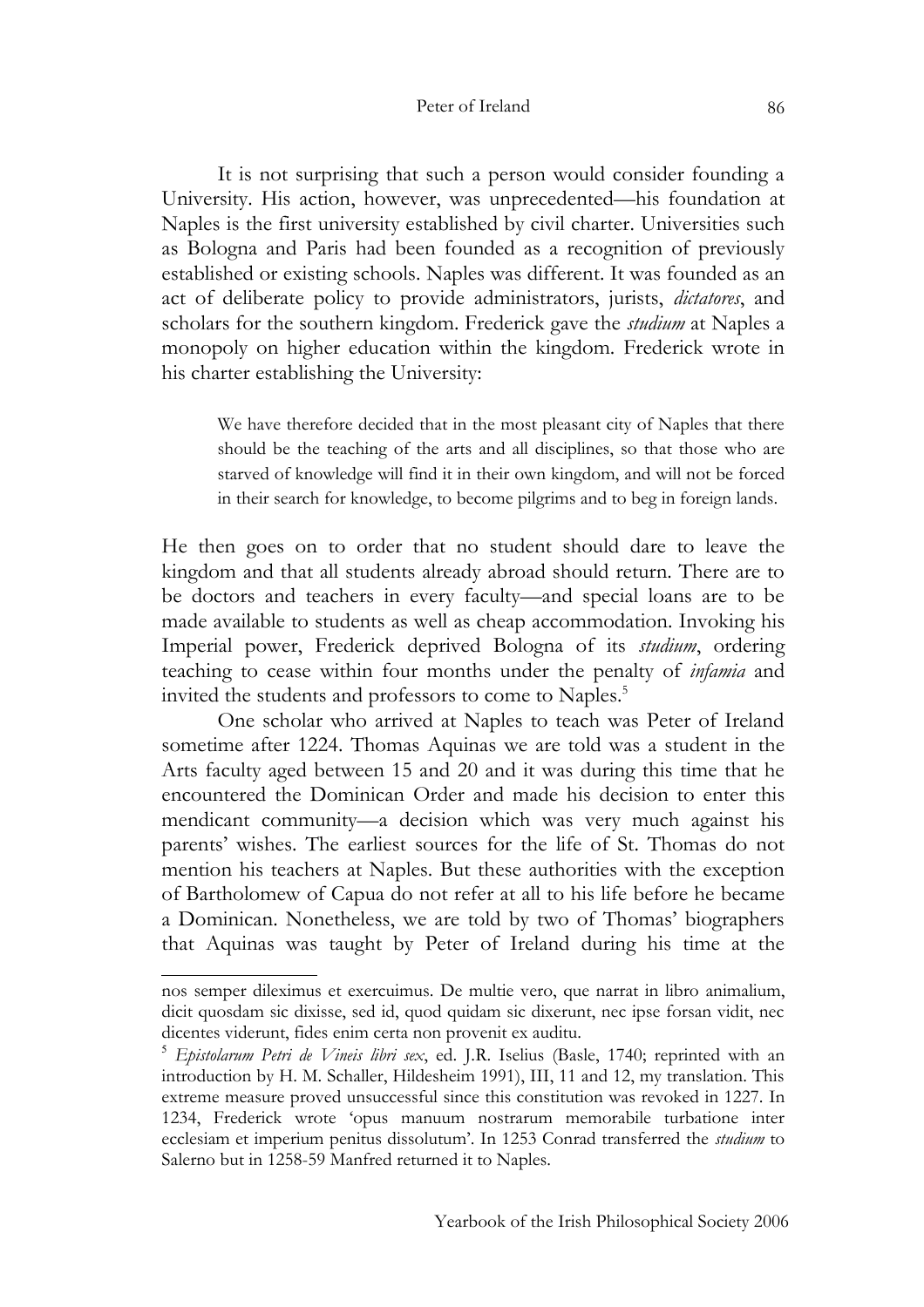It is not surprising that such a person would consider founding a University. His action, however, was unprecedented—his foundation at Naples is the first university established by civil charter. Universities such as Bologna and Paris had been founded as a recognition of previously established or existing schools. Naples was different. It was founded as an act of deliberate policy to provide administrators, jurists, *dictatores*, and scholars for the southern kingdom. Frederick gave the *studium* at Naples a monopoly on higher education within the kingdom. Frederick wrote in his charter establishing the University:

> We have therefore decided that in the most pleasant city of Naples that there should be the teaching of the arts and all disciplines, so that those who are starved of knowledge will find it in their own kingdom, and will not be forced in their search for knowledge, to become pilgrims and to beg in foreign lands.

He then goes on to order that no student should dare to leave the kingdom and that all students already abroad should return. There are to be doctors and teachers in every faculty—and special loans are to be made available to students as well as cheap accommodation. Invoking his Imperial power, Frederick deprived Bologna of its *studium*, ordering teaching to cease within four months under the penalty of *infamia* and invited the students and professors to come to Naples.[5]

One scholar who arrived at Naples to teach was Peter of Ireland sometime after 1224. Thomas Aquinas we are told was a student in the Arts faculty aged between 15 and 20 and it was during this time that he encountered the Dominican Order and made his decision to enter this mendicant community—a decision which was very much against his parents' wishes. The earliest sources for the life of St. Thomas do not mention his teachers at Naples. But these authorities with the exception of Bartholomew of Capua do not refer at all to his life before he became a Dominican. Nonetheless, we are told by two of Thomas' biographers that Aquinas was taught by Peter of Ireland during his time at the

---

nos semper dileximus et exercuimus. De multie vero, que narrat in libro animalium, dicit quosdam sic dixisse, sed id, quod quidam sic dixerunt, nec ipse forsan vidit, nec dicentes viderunt, fides enim certa non provenit ex auditu.

[5] *Epistolarum Petri de Vineis libri sex*, ed. J.R. Iselius (Basle, 1740; reprinted with an introduction by H. M. Schaller, Hildesheim 1991), III, 11 and 12, my translation. This extreme measure proved unsuccessful since this constitution was revoked in 1227. In 1234, Frederick wrote 'opus manuum nostrarum memorabile turbatione inter ecclesiam et imperium penitus dissolutum'. In 1253 Conrad transferred the *studium* to Salerno but in 1258-59 Manfred returned it to Naples.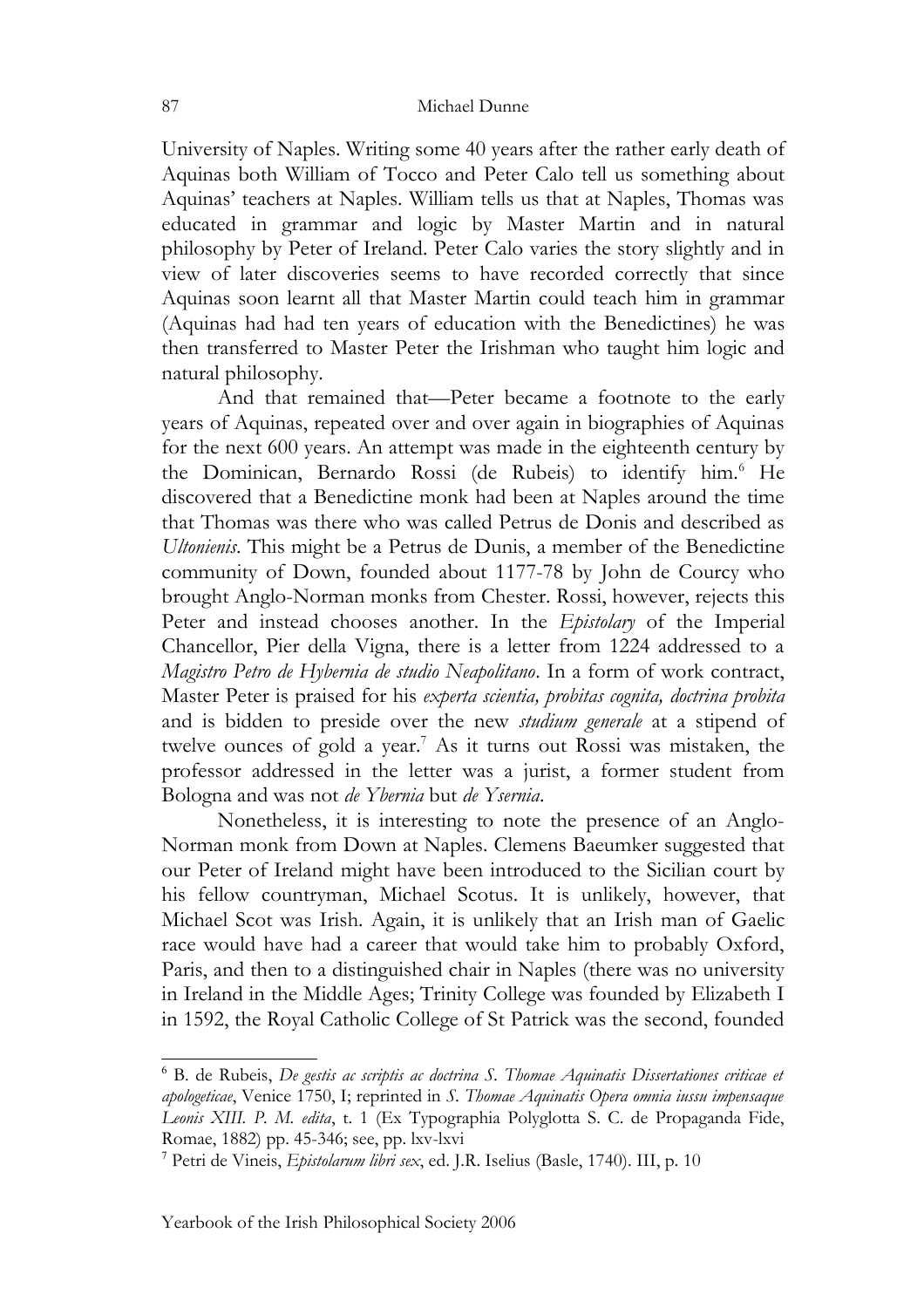University of Naples. Writing some 40 years after the rather early death of Aquinas both William of Tocco and Peter Calo tell us something about Aquinas' teachers at Naples. William tells us that at Naples, Thomas was educated in grammar and logic by Master Martin and in natural philosophy by Peter of Ireland. Peter Calo varies the story slightly and in view of later discoveries seems to have recorded correctly that since Aquinas soon learnt all that Master Martin could teach him in grammar (Aquinas had had ten years of education with the Benedictines) he was then transferred to Master Peter the Irishman who taught him logic and natural philosophy.

And that remained that—Peter became a footnote to the early years of Aquinas, repeated over and over again in biographies of Aquinas for the next 600 years. An attempt was made in the eighteenth century by the Dominican, Bernardo Rossi (de Rubeis) to identify him.[6] He discovered that a Benedictine monk had been at Naples around the time that Thomas was there who was called Petrus de Donis and described as *Ultonienis*. This might be a Petrus de Dunis, a member of the Benedictine community of Down, founded about 1177-78 by John de Courcy who brought Anglo-Norman monks from Chester. Rossi, however, rejects this Peter and instead chooses another. In the *Epistolary* of the Imperial Chancellor, Pier della Vigna, there is a letter from 1224 addressed to a *Magistro Petro de Hybernia de studio Neapolitano*. In a form of work contract, Master Peter is praised for his *experta scientia, probitas cognita, doctrina probita* and is bidden to preside over the new *studium generale* at a stipend of twelve ounces of gold a year.[7] As it turns out Rossi was mistaken, the professor addressed in the letter was a jurist, a former student from Bologna and was not *de Ybernia* but *de Ysernia*.

Nonetheless, it is interesting to note the presence of an Anglo-Norman monk from Down at Naples. Clemens Baeumker suggested that our Peter of Ireland might have been introduced to the Sicilian court by his fellow countryman, Michael Scotus. It is unlikely, however, that Michael Scot was Irish. Again, it is unlikely that an Irish man of Gaelic race would have had a career that would take him to probably Oxford, Paris, and then to a distinguished chair in Naples (there was no university in Ireland in the Middle Ages; Trinity College was founded by Elizabeth I in 1592, the Royal Catholic College of St Patrick was the second, founded

---

[6] B. de Rubeis, *De gestis ac scriptis ac doctrina S. Thomae Aquinatis Dissertationes criticae et apologeticae*, Venice 1750, I; reprinted in *S. Thomae Aquinatis Opera omnia iussu impensaque Leonis XIII. P. M. edita*, t. 1 (Ex Typographia Polyglotta S. C. de Propaganda Fide, Romae, 1882) pp. 45-346; see, pp. lxv-lxvi

[7] Petri de Vineis, *Epistolarum libri sex*, ed. J.R. Iselius (Basle, 1740). III, p. 10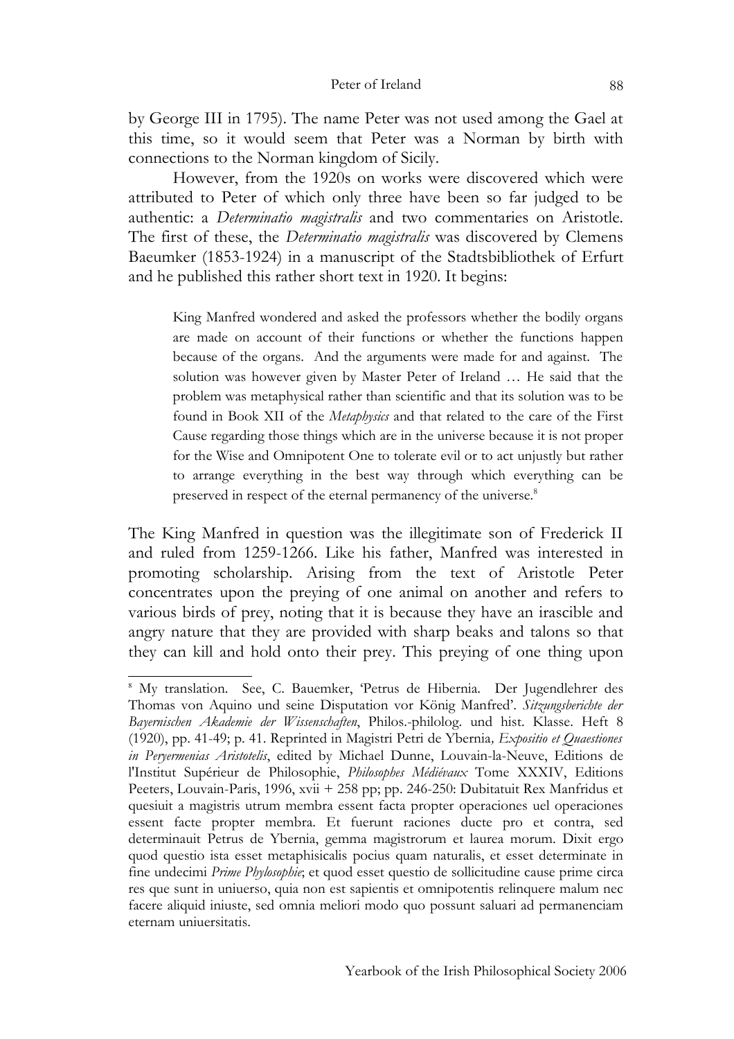by George III in 1795). The name Peter was not used among the Gael at this time, so it would seem that Peter was a Norman by birth with connections to the Norman kingdom of Sicily.

However, from the 1920s on works were discovered which were attributed to Peter of which only three have been so far judged to be authentic: a *Determinatio magistralis* and two commentaries on Aristotle. The first of these, the *Determinatio magistralis* was discovered by Clemens Baeumker (1853-1924) in a manuscript of the Stadtsbibliothek of Erfurt and he published this rather short text in 1920. It begins:

> King Manfred wondered and asked the professors whether the bodily organs are made on account of their functions or whether the functions happen because of the organs. And the arguments were made for and against. The solution was however given by Master Peter of Ireland … He said that the problem was metaphysical rather than scientific and that its solution was to be found in Book XII of the *Metaphysics* and that related to the care of the First Cause regarding those things which are in the universe because it is not proper for the Wise and Omnipotent One to tolerate evil or to act unjustly but rather to arrange everything in the best way through which everything can be preserved in respect of the eternal permanency of the universe.[8]

The King Manfred in question was the illegitimate son of Frederick II and ruled from 1259-1266. Like his father, Manfred was interested in promoting scholarship. Arising from the text of Aristotle Peter concentrates upon the preying of one animal on another and refers to various birds of prey, noting that it is because they have an irascible and angry nature that they are provided with sharp beaks and talons so that they can kill and hold onto their prey. This preying of one thing upon

---

[8] My translation. See, C. Bauemker, 'Petrus de Hibernia. Der Jugendlehrer des Thomas von Aquino und seine Disputation vor König Manfred'. *Sitzungsberichte der Bayernischen Akademie der Wissenschaften*, Philos.-philolog. und hist. Klasse. Heft 8 (1920), pp. 41-49; p. 41. Reprinted in Magistri Petri de Ybernia*, Expositio et Quaestiones in Peryermenias Aristotelis*, edited by Michael Dunne, Louvain-la-Neuve, Editions de l'Institut Supérieur de Philosophie, *Philosophes Médiévaux* Tome XXXIV, Editions Peeters, Louvain-Paris, 1996, xvii + 258 pp; pp. 246-250: Dubitatuit Rex Manfridus et quesiuit a magistris utrum membra essent facta propter operaciones uel operaciones essent facte propter membra. Et fuerunt raciones ducte pro et contra, sed determinauit Petrus de Ybernia, gemma magistrorum et laurea morum. Dixit ergo quod questio ista esset metaphisicalis pocius quam naturalis, et esset determinate in fine undecimi *Prime Phylosophie*; et quod esset questio de sollicitudine cause prime circa res que sunt in uniuerso, quia non est sapientis et omnipotentis relinquere malum nec facere aliquid iniuste, sed omnia meliori modo quo possunt saluari ad permanenciam eternam uniuersitatis.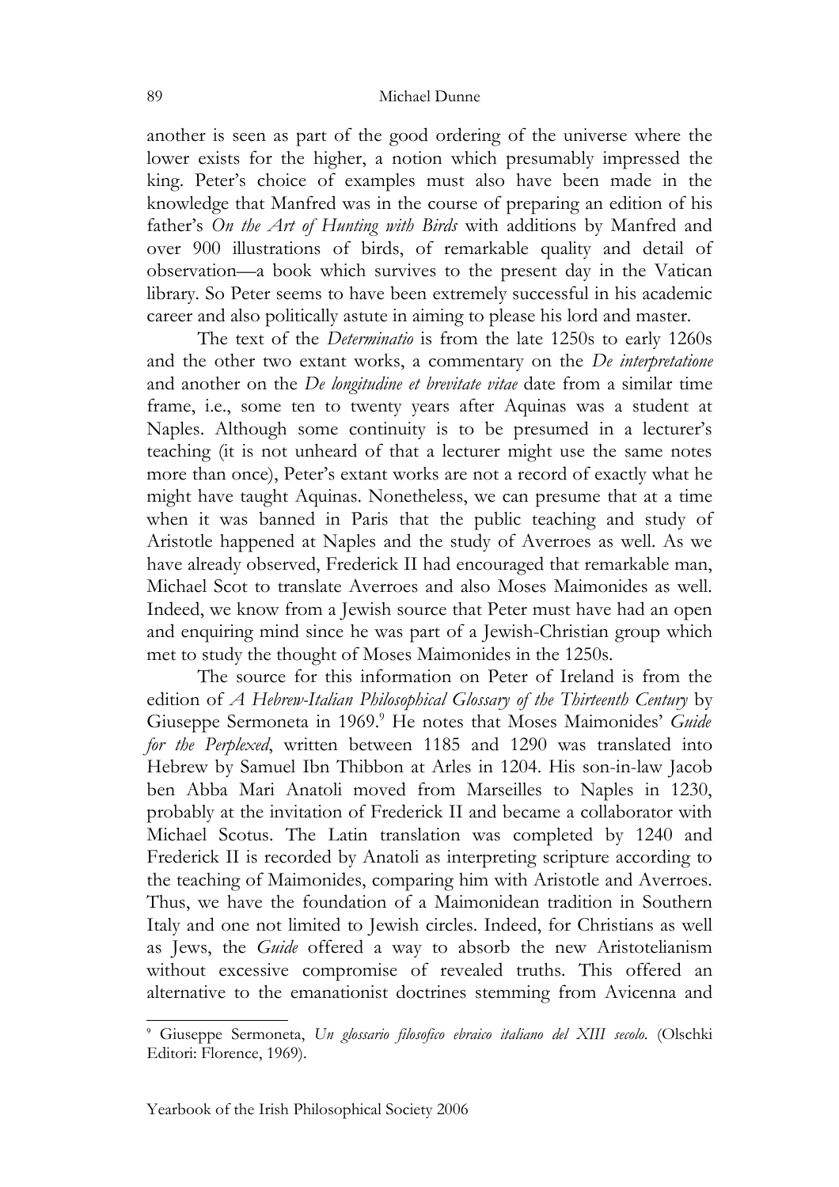another is seen as part of the good ordering of the universe where the lower exists for the higher, a notion which presumably impressed the king. Peter's choice of examples must also have been made in the knowledge that Manfred was in the course of preparing an edition of his father's *On the Art of Hunting with Birds* with additions by Manfred and over 900 illustrations of birds, of remarkable quality and detail of observation—a book which survives to the present day in the Vatican library. So Peter seems to have been extremely successful in his academic career and also politically astute in aiming to please his lord and master.

The text of the *Determinatio* is from the late 1250s to early 1260s and the other two extant works, a commentary on the *De interpretatione* and another on the *De longitudine et brevitate vitae* date from a similar time frame, i.e., some ten to twenty years after Aquinas was a student at Naples. Although some continuity is to be presumed in a lecturer's teaching (it is not unheard of that a lecturer might use the same notes more than once), Peter's extant works are not a record of exactly what he might have taught Aquinas. Nonetheless, we can presume that at a time when it was banned in Paris that the public teaching and study of Aristotle happened at Naples and the study of Averroes as well. As we have already observed, Frederick II had encouraged that remarkable man, Michael Scot to translate Averroes and also Moses Maimonides as well. Indeed, we know from a Jewish source that Peter must have had an open and enquiring mind since he was part of a Jewish-Christian group which met to study the thought of Moses Maimonides in the 1250s.

The source for this information on Peter of Ireland is from the edition of *A Hebrew-Italian Philosophical Glossary of the Thirteenth Century* by Giuseppe Sermoneta in 1969.[9] He notes that Moses Maimonides' *Guide for the Perplexed*, written between 1185 and 1290 was translated into Hebrew by Samuel Ibn Thibbon at Arles in 1204. His son-in-law Jacob ben Abba Mari Anatoli moved from Marseilles to Naples in 1230, probably at the invitation of Frederick II and became a collaborator with Michael Scotus. The Latin translation was completed by 1240 and Frederick II is recorded by Anatoli as interpreting scripture according to the teaching of Maimonides, comparing him with Aristotle and Averroes. Thus, we have the foundation of a Maimonidean tradition in Southern Italy and one not limited to Jewish circles. Indeed, for Christians as well as Jews, the *Guide* offered a way to absorb the new Aristotelianism without excessive compromise of revealed truths. This offered an alternative to the emanationist doctrines stemming from Avicenna and

---

[9] Giuseppe Sermoneta, *Un glossario filosofico ebraico italiano del XIII secolo*. (Olschki Editori: Florence, 1969).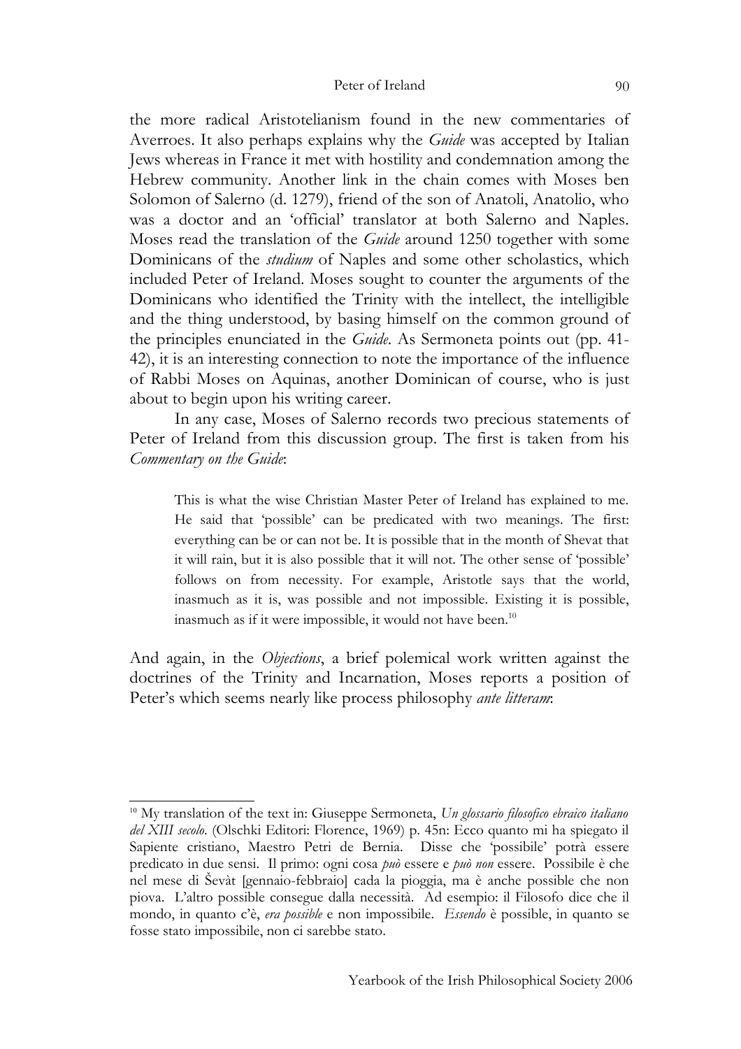the more radical Aristotelianism found in the new commentaries of Averroes. It also perhaps explains why the *Guide* was accepted by Italian Jews whereas in France it met with hostility and condemnation among the Hebrew community. Another link in the chain comes with Moses ben Solomon of Salerno (d. 1279), friend of the son of Anatoli, Anatolio, who was a doctor and an 'official' translator at both Salerno and Naples. Moses read the translation of the *Guide* around 1250 together with some Dominicans of the *studium* of Naples and some other scholastics, which included Peter of Ireland. Moses sought to counter the arguments of the Dominicans who identified the Trinity with the intellect, the intelligible and the thing understood, by basing himself on the common ground of the principles enunciated in the *Guide*. As Sermoneta points out (pp. 41-42), it is an interesting connection to note the importance of the influence of Rabbi Moses on Aquinas, another Dominican of course, who is just about to begin upon his writing career.

In any case, Moses of Salerno records two precious statements of Peter of Ireland from this discussion group. The first is taken from his *Commentary on the Guide*:

> This is what the wise Christian Master Peter of Ireland has explained to me. He said that 'possible' can be predicated with two meanings. The first: everything can be or can not be. It is possible that in the month of Shevat that it will rain, but it is also possible that it will not. The other sense of 'possible' follows on from necessity. For example, Aristotle says that the world, inasmuch as it is, was possible and not impossible. Existing it is possible, inasmuch as if it were impossible, it would not have been.[10]

And again, in the *Objections*, a brief polemical work written against the doctrines of the Trinity and Incarnation, Moses reports a position of Peter's which seems nearly like process philosophy *ante litteram*:

---

[10] My translation of the text in: Giuseppe Sermoneta, *Un glossario filosofico ebraico italiano del XIII secolo*. (Olschki Editori: Florence, 1969) p. 45n: Ecco quanto mi ha spiegato il Sapiente cristiano, Maestro Petri de Bernia. Disse che 'possibile' potrà essere predicato in due sensi. Il primo: ogni cosa *può* essere e *può non* essere. Possibile è che nel mese di Ševàt [gennaio-febbraio] cada la pioggia, ma è anche possible che non piova. L'altro possible consegue dalla necessità. Ad esempio: il Filosofo dice che il mondo, in quanto c'è, *era possible* e non impossibile. *Essendo* è possible, in quanto se fosse stato impossibile, non ci sarebbe stato.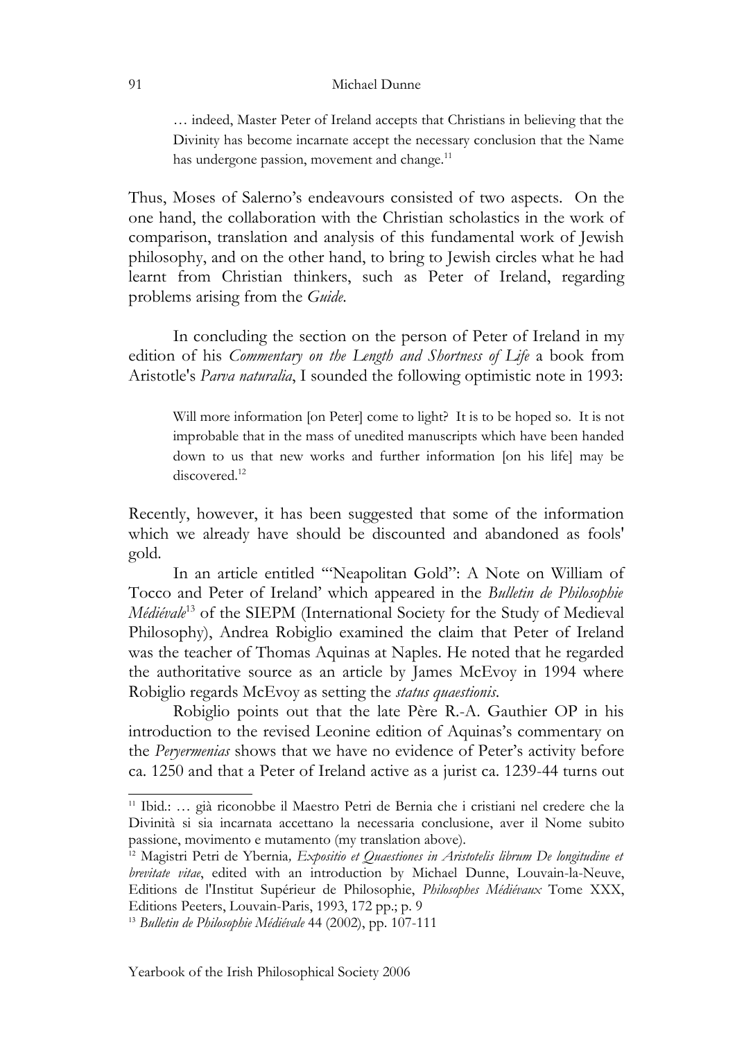> … indeed, Master Peter of Ireland accepts that Christians in believing that the Divinity has become incarnate accept the necessary conclusion that the Name has undergone passion, movement and change.[11]

Thus, Moses of Salerno's endeavours consisted of two aspects. On the one hand, the collaboration with the Christian scholastics in the work of comparison, translation and analysis of this fundamental work of Jewish philosophy, and on the other hand, to bring to Jewish circles what he had learnt from Christian thinkers, such as Peter of Ireland, regarding problems arising from the *Guide*.

In concluding the section on the person of Peter of Ireland in my edition of his *Commentary on the Length and Shortness of Life* a book from Aristotle's *Parva naturalia*, I sounded the following optimistic note in 1993:

> Will more information [on Peter] come to light? It is to be hoped so. It is not improbable that in the mass of unedited manuscripts which have been handed down to us that new works and further information [on his life] may be discovered.[12]

Recently, however, it has been suggested that some of the information which we already have should be discounted and abandoned as fools' gold.

In an article entitled '"Neapolitan Gold": A Note on William of Tocco and Peter of Ireland' which appeared in the *Bulletin de Philosophie Médiévale*[13] of the SIEPM (International Society for the Study of Medieval Philosophy), Andrea Robiglio examined the claim that Peter of Ireland was the teacher of Thomas Aquinas at Naples. He noted that he regarded the authoritative source as an article by James McEvoy in 1994 where Robiglio regards McEvoy as setting the *status quaestionis*.

Robiglio points out that the late Père R.-A. Gauthier OP in his introduction to the revised Leonine edition of Aquinas's commentary on the *Peryermenias* shows that we have no evidence of Peter's activity before ca. 1250 and that a Peter of Ireland active as a jurist ca. 1239-44 turns out

---

[11] Ibid.: … già riconobbe il Maestro Petri de Bernia che i cristiani nel credere che la Divinità si sia incarnata accettano la necessaria conclusione, aver il Nome subito passione, movimento e mutamento (my translation above).

[12] Magistri Petri de Ybernia*, Expositio et Quaestiones in Aristotelis librum De longitudine et brevitate vitae*, edited with an introduction by Michael Dunne, Louvain-la-Neuve, Editions de l'Institut Supérieur de Philosophie, *Philosophes Médiévaux* Tome XXX, Editions Peeters, Louvain-Paris, 1993, 172 pp.; p. 9

[13] *Bulletin de Philosophie Médiévale* 44 (2002), pp. 107-111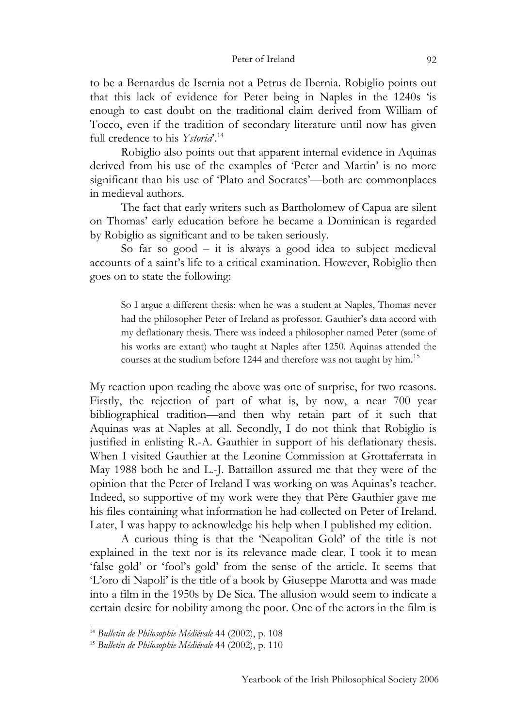to be a Bernardus de Isernia not a Petrus de Ibernia. Robiglio points out that this lack of evidence for Peter being in Naples in the 1240s 'is enough to cast doubt on the traditional claim derived from William of Tocco, even if the tradition of secondary literature until now has given full credence to his *Ystoria*'.[14]

Robiglio also points out that apparent internal evidence in Aquinas derived from his use of the examples of 'Peter and Martin' is no more significant than his use of 'Plato and Socrates'—both are commonplaces in medieval authors.

The fact that early writers such as Bartholomew of Capua are silent on Thomas' early education before he became a Dominican is regarded by Robiglio as significant and to be taken seriously.

So far so good – it is always a good idea to subject medieval accounts of a saint's life to a critical examination. However, Robiglio then goes on to state the following:

> So I argue a different thesis: when he was a student at Naples, Thomas never had the philosopher Peter of Ireland as professor. Gauthier's data accord with my deflationary thesis. There was indeed a philosopher named Peter (some of his works are extant) who taught at Naples after 1250. Aquinas attended the courses at the studium before 1244 and therefore was not taught by him.[15]

My reaction upon reading the above was one of surprise, for two reasons. Firstly, the rejection of part of what is, by now, a near 700 year bibliographical tradition—and then why retain part of it such that Aquinas was at Naples at all. Secondly, I do not think that Robiglio is justified in enlisting R.-A. Gauthier in support of his deflationary thesis. When I visited Gauthier at the Leonine Commission at Grottaferrata in May 1988 both he and L.-J. Battaillon assured me that they were of the opinion that the Peter of Ireland I was working on was Aquinas's teacher. Indeed, so supportive of my work were they that Père Gauthier gave me his files containing what information he had collected on Peter of Ireland. Later, I was happy to acknowledge his help when I published my edition.

A curious thing is that the 'Neapolitan Gold' of the title is not explained in the text nor is its relevance made clear. I took it to mean 'false gold' or 'fool's gold' from the sense of the article. It seems that 'L'oro di Napoli' is the title of a book by Giuseppe Marotta and was made into a film in the 1950s by De Sica. The allusion would seem to indicate a certain desire for nobility among the poor. One of the actors in the film is

---

[14] *Bulletin de Philosophie Médiévale* 44 (2002), p. 108

[15] *Bulletin de Philosophie Médiévale* 44 (2002), p. 110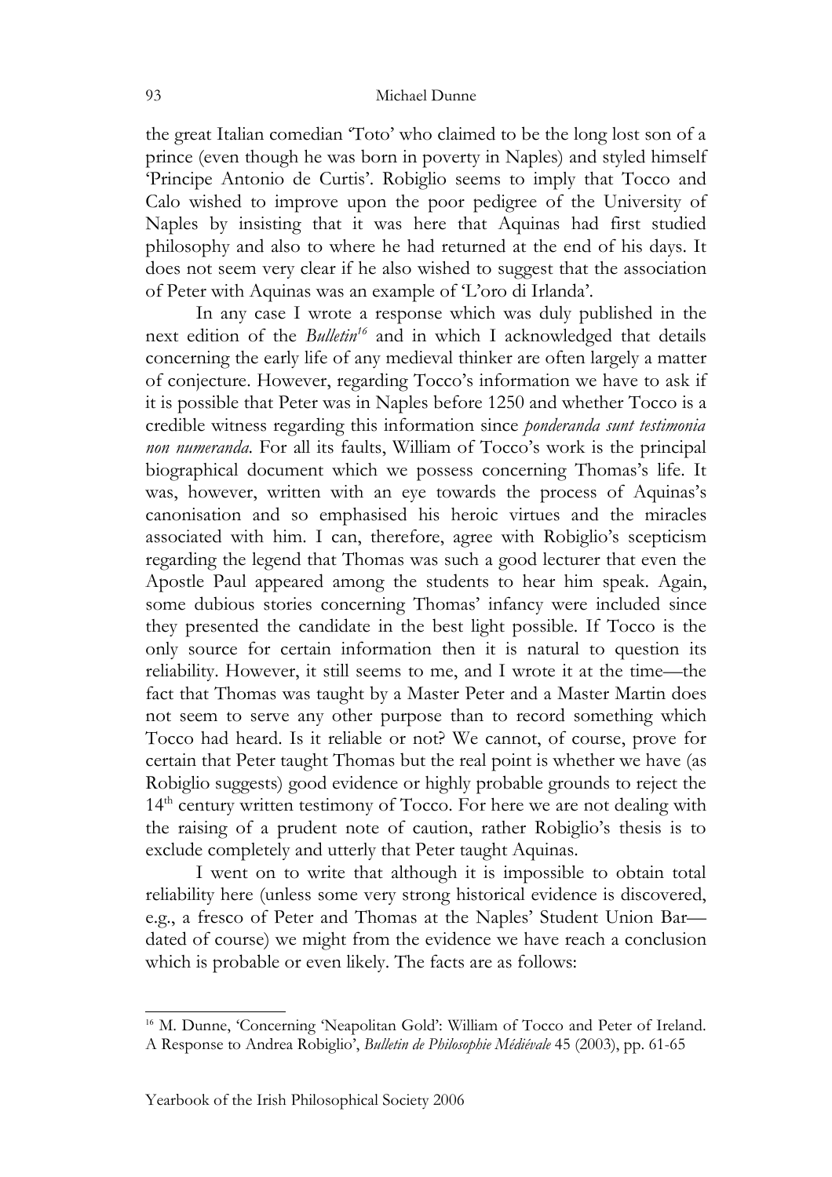the great Italian comedian 'Toto' who claimed to be the long lost son of a prince (even though he was born in poverty in Naples) and styled himself 'Principe Antonio de Curtis'. Robiglio seems to imply that Tocco and Calo wished to improve upon the poor pedigree of the University of Naples by insisting that it was here that Aquinas had first studied philosophy and also to where he had returned at the end of his days. It does not seem very clear if he also wished to suggest that the association of Peter with Aquinas was an example of 'L'oro di Irlanda'.

In any case I wrote a response which was duly published in the next edition of the *Bulletin*[16] and in which I acknowledged that details concerning the early life of any medieval thinker are often largely a matter of conjecture. However, regarding Tocco's information we have to ask if it is possible that Peter was in Naples before 1250 and whether Tocco is a credible witness regarding this information since *ponderanda sunt testimonia non numeranda*. For all its faults, William of Tocco's work is the principal biographical document which we possess concerning Thomas's life. It was, however, written with an eye towards the process of Aquinas's canonisation and so emphasised his heroic virtues and the miracles associated with him. I can, therefore, agree with Robiglio's scepticism regarding the legend that Thomas was such a good lecturer that even the Apostle Paul appeared among the students to hear him speak. Again, some dubious stories concerning Thomas' infancy were included since they presented the candidate in the best light possible. If Tocco is the only source for certain information then it is natural to question its reliability. However, it still seems to me, and I wrote it at the time—the fact that Thomas was taught by a Master Peter and a Master Martin does not seem to serve any other purpose than to record something which Tocco had heard. Is it reliable or not? We cannot, of course, prove for certain that Peter taught Thomas but the real point is whether we have (as Robiglio suggests) good evidence or highly probable grounds to reject the 14th century written testimony of Tocco. For here we are not dealing with the raising of a prudent note of caution, rather Robiglio's thesis is to exclude completely and utterly that Peter taught Aquinas.

I went on to write that although it is impossible to obtain total reliability here (unless some very strong historical evidence is discovered, e.g., a fresco of Peter and Thomas at the Naples' Student Union Bar—dated of course) we might from the evidence we have reach a conclusion which is probable or even likely. The facts are as follows:

---

[16] M. Dunne, 'Concerning 'Neapolitan Gold': William of Tocco and Peter of Ireland. A Response to Andrea Robiglio', *Bulletin de Philosophie Médiévale* 45 (2003), pp. 61-65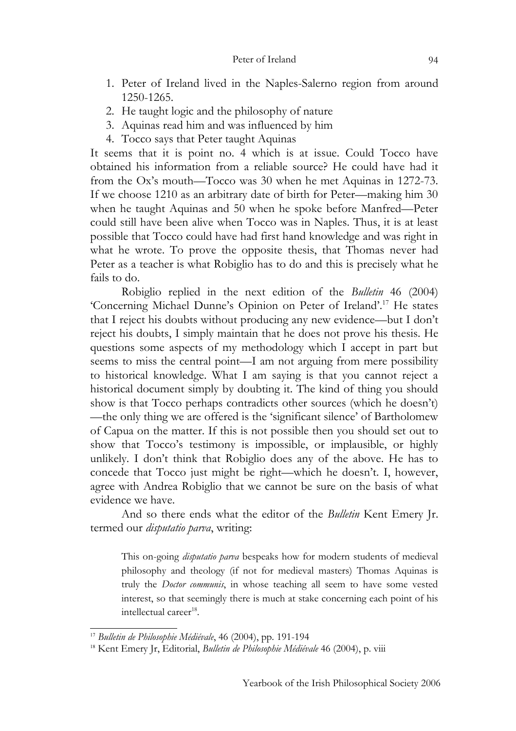1. Peter of Ireland lived in the Naples-Salerno region from around 1250-1265.
2. He taught logic and the philosophy of nature
3. Aquinas read him and was influenced by him
4. Tocco says that Peter taught Aquinas

It seems that it is point no. 4 which is at issue. Could Tocco have obtained his information from a reliable source? He could have had it from the Ox's mouth—Tocco was 30 when he met Aquinas in 1272-73. If we choose 1210 as an arbitrary date of birth for Peter—making him 30 when he taught Aquinas and 50 when he spoke before Manfred—Peter could still have been alive when Tocco was in Naples. Thus, it is at least possible that Tocco could have had first hand knowledge and was right in what he wrote. To prove the opposite thesis, that Thomas never had Peter as a teacher is what Robiglio has to do and this is precisely what he fails to do.

Robiglio replied in the next edition of the *Bulletin* 46 (2004) 'Concerning Michael Dunne's Opinion on Peter of Ireland'.[17] He states that I reject his doubts without producing any new evidence—but I don't reject his doubts, I simply maintain that he does not prove his thesis. He questions some aspects of my methodology which I accept in part but seems to miss the central point—I am not arguing from mere possibility to historical knowledge. What I am saying is that you cannot reject a historical document simply by doubting it. The kind of thing you should show is that Tocco perhaps contradicts other sources (which he doesn't)—the only thing we are offered is the 'significant silence' of Bartholomew of Capua on the matter. If this is not possible then you should set out to show that Tocco's testimony is impossible, or implausible, or highly unlikely. I don't think that Robiglio does any of the above. He has to concede that Tocco just might be right—which he doesn't. I, however, agree with Andrea Robiglio that we cannot be sure on the basis of what evidence we have.

And so there ends what the editor of the *Bulletin* Kent Emery Jr. termed our *disputatio parva*, writing:

> This on-going *disputatio parva* bespeaks how for modern students of medieval philosophy and theology (if not for medieval masters) Thomas Aquinas is truly the *Doctor communis*, in whose teaching all seem to have some vested interest, so that seemingly there is much at stake concerning each point of his intellectual career[18].

---

[17] *Bulletin de Philosophie Médiévale*, 46 (2004), pp. 191-194

[18] Kent Emery Jr, Editorial, *Bulletin de Philosophie Médiévale* 46 (2004), p. viii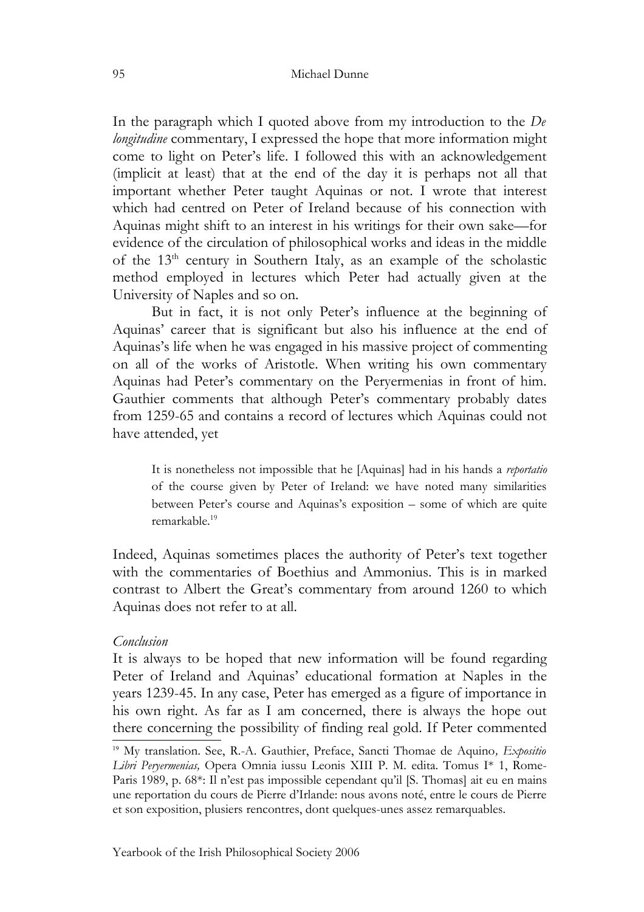In the paragraph which I quoted above from my introduction to the *De longitudine* commentary, I expressed the hope that more information might come to light on Peter's life. I followed this with an acknowledgement (implicit at least) that at the end of the day it is perhaps not all that important whether Peter taught Aquinas or not. I wrote that interest which had centred on Peter of Ireland because of his connection with Aquinas might shift to an interest in his writings for their own sake—for evidence of the circulation of philosophical works and ideas in the middle of the 13th century in Southern Italy, as an example of the scholastic method employed in lectures which Peter had actually given at the University of Naples and so on.

But in fact, it is not only Peter's influence at the beginning of Aquinas' career that is significant but also his influence at the end of Aquinas's life when he was engaged in his massive project of commenting on all of the works of Aristotle. When writing his own commentary Aquinas had Peter's commentary on the Peryermenias in front of him. Gauthier comments that although Peter's commentary probably dates from 1259-65 and contains a record of lectures which Aquinas could not have attended, yet

> It is nonetheless not impossible that he [Aquinas] had in his hands a *reportatio* of the course given by Peter of Ireland: we have noted many similarities between Peter's course and Aquinas's exposition – some of which are quite remarkable.[19]

Indeed, Aquinas sometimes places the authority of Peter's text together with the commentaries of Boethius and Ammonius. This is in marked contrast to Albert the Great's commentary from around 1260 to which Aquinas does not refer to at all.

*Conclusion*

It is always to be hoped that new information will be found regarding Peter of Ireland and Aquinas' educational formation at Naples in the years 1239-45. In any case, Peter has emerged as a figure of importance in his own right. As far as I am concerned, there is always the hope out there concerning the possibility of finding real gold. If Peter commented

[19] My translation. See, R.-A. Gauthier, Preface, Sancti Thomae de Aquino*, Expositio Libri Peryermenias,* Opera Omnia iussu Leonis XIII P. M. edita. Tomus I* 1, Rome-Paris 1989, p. 68*: Il n'est pas impossible cependant qu'il [S. Thomas] ait eu en mains une reportation du cours de Pierre d'Irlande: nous avons noté, entre le cours de Pierre et son exposition, plusiers rencontres, dont quelques-unes assez remarquables.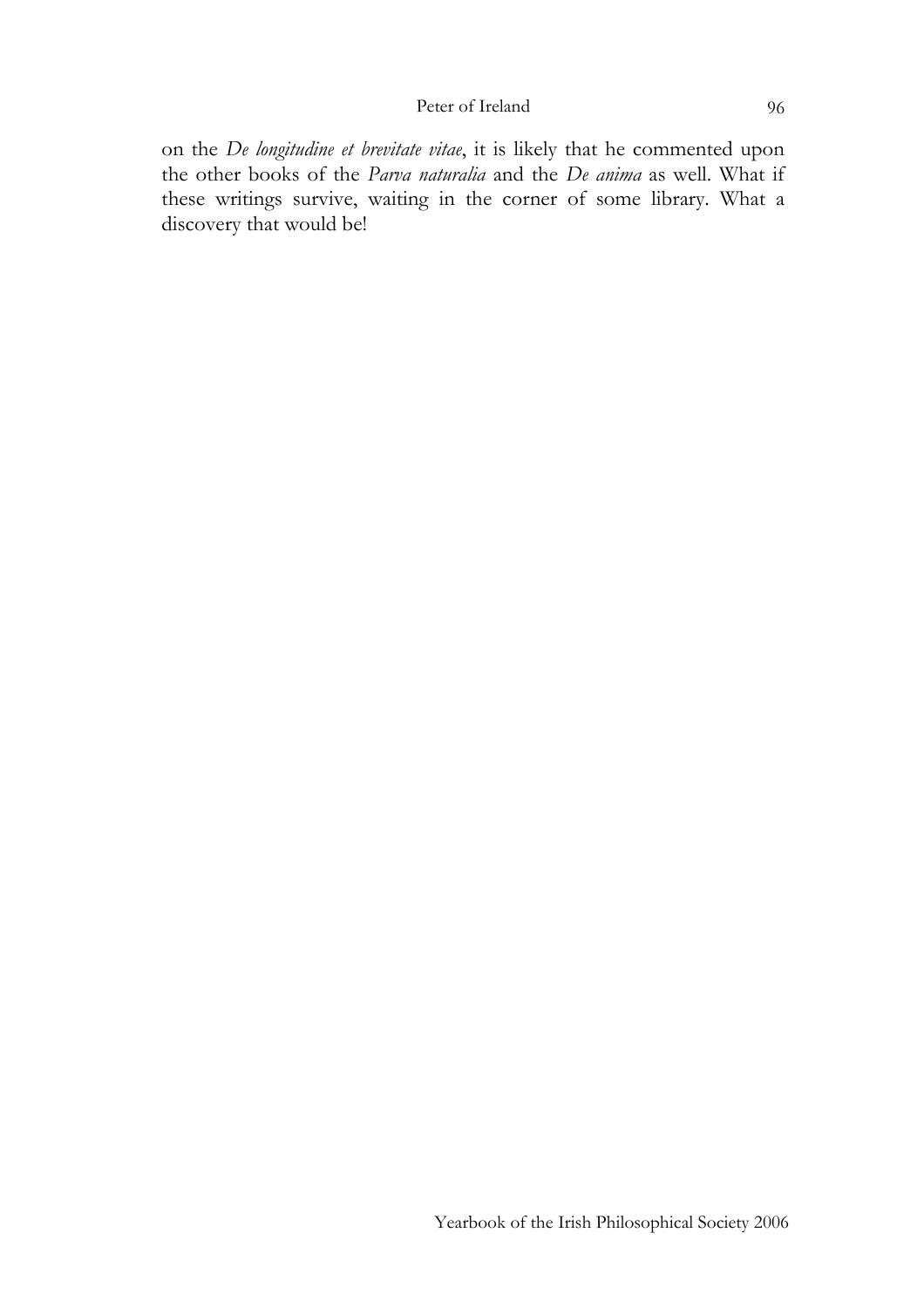on the *De longitudine et brevitate vitae*, it is likely that he commented upon the other books of the *Parva naturalia* and the *De anima* as well. What if these writings survive, waiting in the corner of some library. What a discovery that would be!